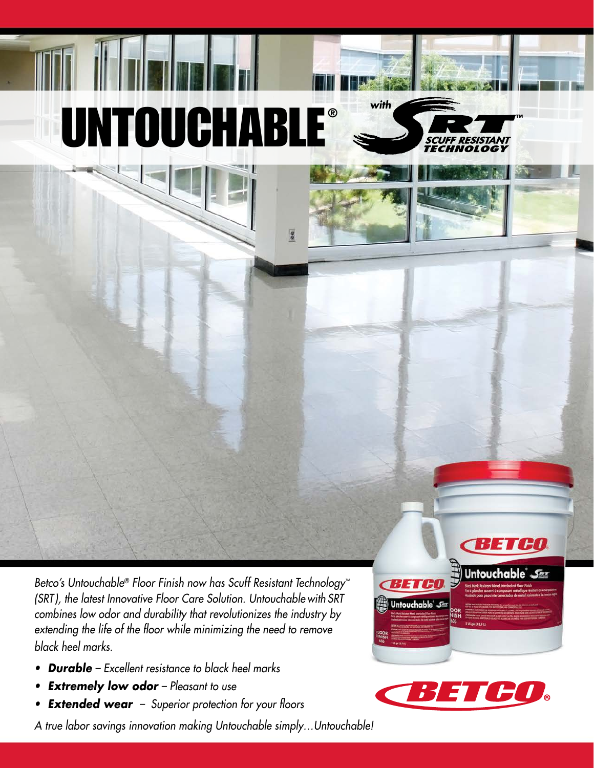# UNTOUCHABLE® with SRT™ SCUFF RESISTANT TECHNOLOGY

*Betco's Untouchable® Floor Finish now has Scuff Resistant Technology™ (SRT), the latest Innovative Floor Care Solution. Untouchable with SRT combines low odor and durability that revolutionizes the industry by extending the life of the floor while minimizing the need to remove black heel marks.*

- ***Durable** – Excellent resistance to black heel marks*
- ***Extremely low odor** – Pleasant to use*
- ***Extended wear** – Superior protection for your floors*

*A true labor savings innovation making Untouchable simply…Untouchable!*

BETCO®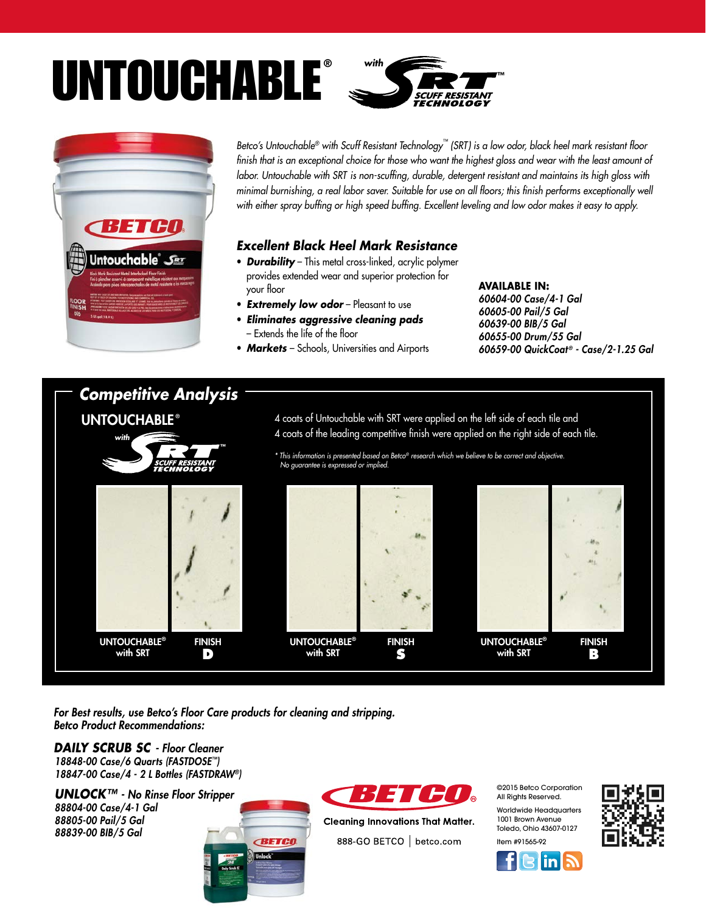# UNTOUCHABLE® with SRT™ SCUFF RESISTANT TECHNOLOGY

*Betco's Untouchable® with Scuff Resistant Technology™ (SRT) is a low odor, black heel mark resistant floor finish that is an exceptional choice for those who want the highest gloss and wear with the least amount of labor. Untouchable with SRT is non-scuffing, durable, detergent resistant and maintains its high gloss with minimal burnishing, a real labor saver. Suitable for use on all floors; this finish performs exceptionally well with either spray buffing or high speed buffing. Excellent leveling and low odor makes it easy to apply.*

### *Excellent Black Heel Mark Resistance*

- ***Durability*** – This metal cross-linked, acrylic polymer provides extended wear and superior protection for your floor
- ***Extremely low odor*** – Pleasant to use
- ***Eliminates aggressive cleaning pads*** – Extends the life of the floor
- ***Markets*** – Schools, Universities and Airports

**AVAILABLE IN:**

*60604-00 Case/4-1 Gal*
*60605-00 Pail/5 Gal*
*60639-00 BIB/5 Gal*
*60655-00 Drum/55 Gal*
*60659-00 QuickCoat® - Case/2-1.25 Gal*

## *Competitive Analysis*

UNTOUCHABLE® with SRT™ SCUFF RESISTANT TECHNOLOGY

4 coats of Untouchable with SRT were applied on the left side of each tile and 4 coats of the leading competitive finish were applied on the right side of each tile.

*\* This information is presented based on Betco® research which we believe to be correct and objective. No guarantee is expressed or implied.*

UNTOUCHABLE® with SRT | FINISH D

UNTOUCHABLE® with SRT | FINISH S

UNTOUCHABLE® with SRT | FINISH B

***For Best results, use Betco's Floor Care products for cleaning and stripping.***
***Betco Product Recommendations:***

***DAILY SCRUB SC** - Floor Cleaner*
*18848-00 Case/6 Quarts (FASTDOSE™)*
*18847-00 Case/4 - 2 L Bottles (FASTDRAW®)*

***UNLOCK™** - No Rinse Floor Stripper*
*88804-00 Case/4-1 Gal*
*88805-00 Pail/5 Gal*
*88839-00 BIB/5 Gal*

BETCO® Cleaning Innovations That Matter.

888-GO BETCO | betco.com

©2015 Betco Corporation
All Rights Reserved.

Worldwide Headquarters
1001 Brown Avenue
Toledo, Ohio 43607-0127

Item #91565-92